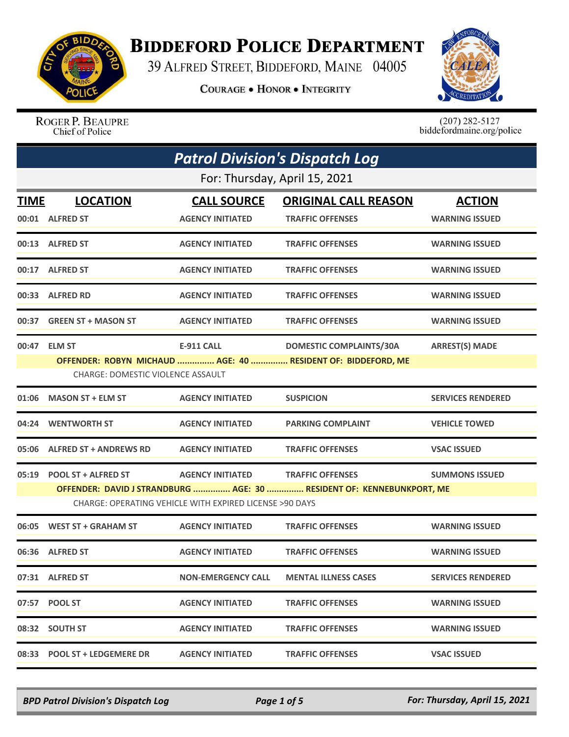# Biddeford Police Department

39 Alfred Street, Biddeford, Maine 04005

**Courage • Honor • Integrity**

Roger P. Beaupre
Chief of Police

(207) 282-5127
biddefordmaine.org/police

## *Patrol Division's Dispatch Log*

For: Thursday, April 15, 2021

| TIME | LOCATION | CALL SOURCE | ORIGINAL CALL REASON | ACTION |
|---|---|---|---|---|
| 00:01 | ALFRED ST | AGENCY INITIATED | TRAFFIC OFFENSES | WARNING ISSUED |
| 00:13 | ALFRED ST | AGENCY INITIATED | TRAFFIC OFFENSES | WARNING ISSUED |
| 00:17 | ALFRED ST | AGENCY INITIATED | TRAFFIC OFFENSES | WARNING ISSUED |
| 00:33 | ALFRED RD | AGENCY INITIATED | TRAFFIC OFFENSES | WARNING ISSUED |
| 00:37 | GREEN ST + MASON ST | AGENCY INITIATED | TRAFFIC OFFENSES | WARNING ISSUED |
| 00:47 | ELM ST | E-911 CALL | DOMESTIC COMPLAINTS/30A | ARREST(S) MADE |
| | OFFENDER: ROBYN MICHAUD ............... AGE: 40 ............... RESIDENT OF: BIDDEFORD, ME | | | |
| | CHARGE: DOMESTIC VIOLENCE ASSAULT | | | |
| 01:06 | MASON ST + ELM ST | AGENCY INITIATED | SUSPICION | SERVICES RENDERED |
| 04:24 | WENTWORTH ST | AGENCY INITIATED | PARKING COMPLAINT | VEHICLE TOWED |
| 05:06 | ALFRED ST + ANDREWS RD | AGENCY INITIATED | TRAFFIC OFFENSES | VSAC ISSUED |
| 05:19 | POOL ST + ALFRED ST | AGENCY INITIATED | TRAFFIC OFFENSES | SUMMONS ISSUED |
| | OFFENDER: DAVID J STRANDBURG ............... AGE: 30 ............... RESIDENT OF: KENNEBUNKPORT, ME | | | |
| | CHARGE: OPERATING VEHICLE WITH EXPIRED LICENSE >90 DAYS | | | |
| 06:05 | WEST ST + GRAHAM ST | AGENCY INITIATED | TRAFFIC OFFENSES | WARNING ISSUED |
| 06:36 | ALFRED ST | AGENCY INITIATED | TRAFFIC OFFENSES | WARNING ISSUED |
| 07:31 | ALFRED ST | NON-EMERGENCY CALL | MENTAL ILLNESS CASES | SERVICES RENDERED |
| 07:57 | POOL ST | AGENCY INITIATED | TRAFFIC OFFENSES | WARNING ISSUED |
| 08:32 | SOUTH ST | AGENCY INITIATED | TRAFFIC OFFENSES | WARNING ISSUED |
| 08:33 | POOL ST + LEDGEMERE DR | AGENCY INITIATED | TRAFFIC OFFENSES | VSAC ISSUED |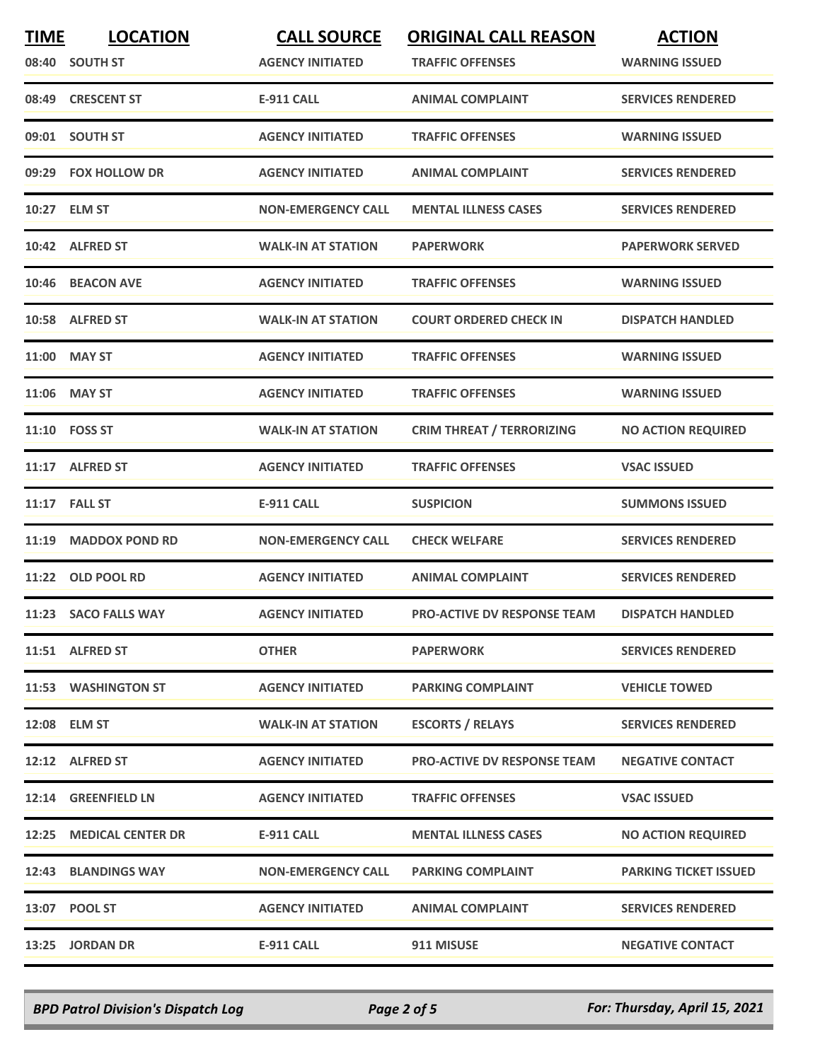| TIME | LOCATION | CALL SOURCE | ORIGINAL CALL REASON | ACTION |
|---|---|---|---|---|
| 08:40 | SOUTH ST | AGENCY INITIATED | TRAFFIC OFFENSES | WARNING ISSUED |
| 08:49 | CRESCENT ST | E-911 CALL | ANIMAL COMPLAINT | SERVICES RENDERED |
| 09:01 | SOUTH ST | AGENCY INITIATED | TRAFFIC OFFENSES | WARNING ISSUED |
| 09:29 | FOX HOLLOW DR | AGENCY INITIATED | ANIMAL COMPLAINT | SERVICES RENDERED |
| 10:27 | ELM ST | NON-EMERGENCY CALL | MENTAL ILLNESS CASES | SERVICES RENDERED |
| 10:42 | ALFRED ST | WALK-IN AT STATION | PAPERWORK | PAPERWORK SERVED |
| 10:46 | BEACON AVE | AGENCY INITIATED | TRAFFIC OFFENSES | WARNING ISSUED |
| 10:58 | ALFRED ST | WALK-IN AT STATION | COURT ORDERED CHECK IN | DISPATCH HANDLED |
| 11:00 | MAY ST | AGENCY INITIATED | TRAFFIC OFFENSES | WARNING ISSUED |
| 11:06 | MAY ST | AGENCY INITIATED | TRAFFIC OFFENSES | WARNING ISSUED |
| 11:10 | FOSS ST | WALK-IN AT STATION | CRIM THREAT / TERRORIZING | NO ACTION REQUIRED |
| 11:17 | ALFRED ST | AGENCY INITIATED | TRAFFIC OFFENSES | VSAC ISSUED |
| 11:17 | FALL ST | E-911 CALL | SUSPICION | SUMMONS ISSUED |
| 11:19 | MADDOX POND RD | NON-EMERGENCY CALL | CHECK WELFARE | SERVICES RENDERED |
| 11:22 | OLD POOL RD | AGENCY INITIATED | ANIMAL COMPLAINT | SERVICES RENDERED |
| 11:23 | SACO FALLS WAY | AGENCY INITIATED | PRO-ACTIVE DV RESPONSE TEAM | DISPATCH HANDLED |
| 11:51 | ALFRED ST | OTHER | PAPERWORK | SERVICES RENDERED |
| 11:53 | WASHINGTON ST | AGENCY INITIATED | PARKING COMPLAINT | VEHICLE TOWED |
| 12:08 | ELM ST | WALK-IN AT STATION | ESCORTS / RELAYS | SERVICES RENDERED |
| 12:12 | ALFRED ST | AGENCY INITIATED | PRO-ACTIVE DV RESPONSE TEAM | NEGATIVE CONTACT |
| 12:14 | GREENFIELD LN | AGENCY INITIATED | TRAFFIC OFFENSES | VSAC ISSUED |
| 12:25 | MEDICAL CENTER DR | E-911 CALL | MENTAL ILLNESS CASES | NO ACTION REQUIRED |
| 12:43 | BLANDINGS WAY | NON-EMERGENCY CALL | PARKING COMPLAINT | PARKING TICKET ISSUED |
| 13:07 | POOL ST | AGENCY INITIATED | ANIMAL COMPLAINT | SERVICES RENDERED |
| 13:25 | JORDAN DR | E-911 CALL | 911 MISUSE | NEGATIVE CONTACT |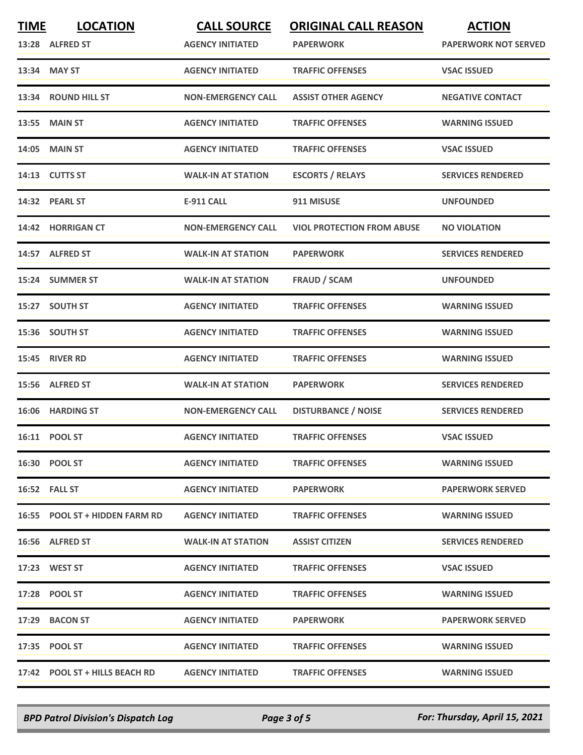| TIME | LOCATION | CALL SOURCE | ORIGINAL CALL REASON | ACTION |
|---|---|---|---|---|
| 13:28 | ALFRED ST | AGENCY INITIATED | PAPERWORK | PAPERWORK NOT SERVED |
| 13:34 | MAY ST | AGENCY INITIATED | TRAFFIC OFFENSES | VSAC ISSUED |
| 13:34 | ROUND HILL ST | NON-EMERGENCY CALL | ASSIST OTHER AGENCY | NEGATIVE CONTACT |
| 13:55 | MAIN ST | AGENCY INITIATED | TRAFFIC OFFENSES | WARNING ISSUED |
| 14:05 | MAIN ST | AGENCY INITIATED | TRAFFIC OFFENSES | VSAC ISSUED |
| 14:13 | CUTTS ST | WALK-IN AT STATION | ESCORTS / RELAYS | SERVICES RENDERED |
| 14:32 | PEARL ST | E-911 CALL | 911 MISUSE | UNFOUNDED |
| 14:42 | HORRIGAN CT | NON-EMERGENCY CALL | VIOL PROTECTION FROM ABUSE | NO VIOLATION |
| 14:57 | ALFRED ST | WALK-IN AT STATION | PAPERWORK | SERVICES RENDERED |
| 15:24 | SUMMER ST | WALK-IN AT STATION | FRAUD / SCAM | UNFOUNDED |
| 15:27 | SOUTH ST | AGENCY INITIATED | TRAFFIC OFFENSES | WARNING ISSUED |
| 15:36 | SOUTH ST | AGENCY INITIATED | TRAFFIC OFFENSES | WARNING ISSUED |
| 15:45 | RIVER RD | AGENCY INITIATED | TRAFFIC OFFENSES | WARNING ISSUED |
| 15:56 | ALFRED ST | WALK-IN AT STATION | PAPERWORK | SERVICES RENDERED |
| 16:06 | HARDING ST | NON-EMERGENCY CALL | DISTURBANCE / NOISE | SERVICES RENDERED |
| 16:11 | POOL ST | AGENCY INITIATED | TRAFFIC OFFENSES | VSAC ISSUED |
| 16:30 | POOL ST | AGENCY INITIATED | TRAFFIC OFFENSES | WARNING ISSUED |
| 16:52 | FALL ST | AGENCY INITIATED | PAPERWORK | PAPERWORK SERVED |
| 16:55 | POOL ST + HIDDEN FARM RD | AGENCY INITIATED | TRAFFIC OFFENSES | WARNING ISSUED |
| 16:56 | ALFRED ST | WALK-IN AT STATION | ASSIST CITIZEN | SERVICES RENDERED |
| 17:23 | WEST ST | AGENCY INITIATED | TRAFFIC OFFENSES | VSAC ISSUED |
| 17:28 | POOL ST | AGENCY INITIATED | TRAFFIC OFFENSES | WARNING ISSUED |
| 17:29 | BACON ST | AGENCY INITIATED | PAPERWORK | PAPERWORK SERVED |
| 17:35 | POOL ST | AGENCY INITIATED | TRAFFIC OFFENSES | WARNING ISSUED |
| 17:42 | POOL ST + HILLS BEACH RD | AGENCY INITIATED | TRAFFIC OFFENSES | WARNING ISSUED |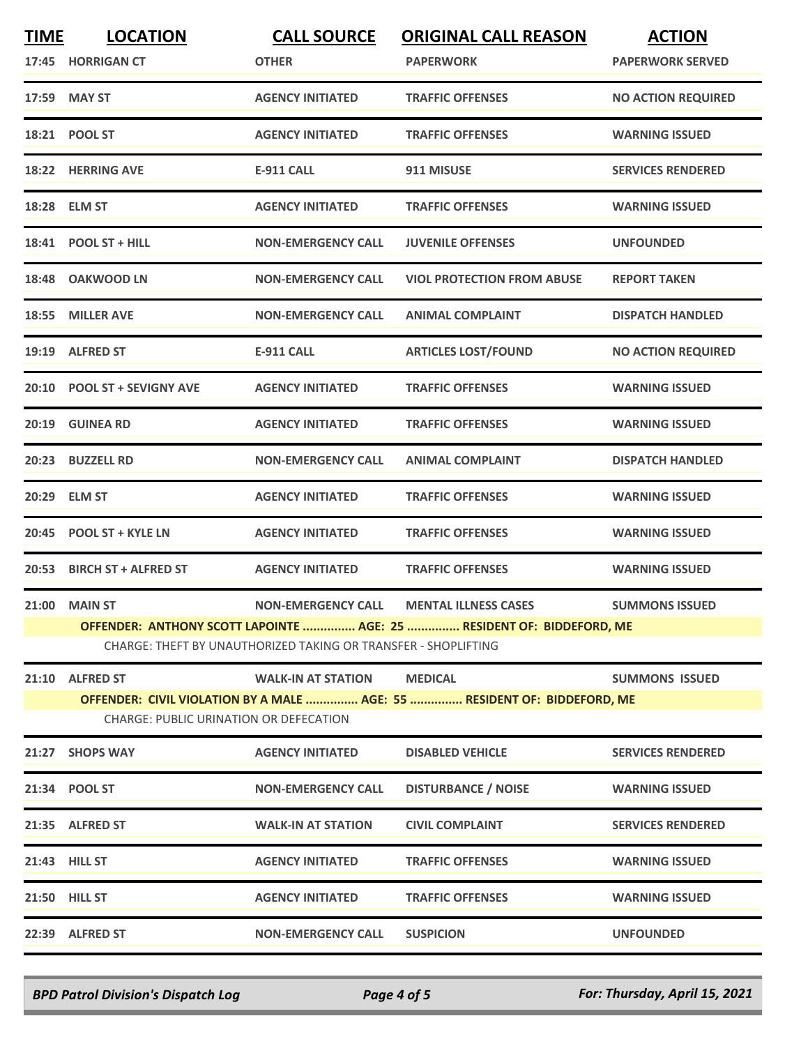| TIME | LOCATION | CALL SOURCE | ORIGINAL CALL REASON | ACTION |
|---|---|---|---|---|
| 17:45 | HORRIGAN CT | OTHER | PAPERWORK | PAPERWORK SERVED |
| 17:59 | MAY ST | AGENCY INITIATED | TRAFFIC OFFENSES | NO ACTION REQUIRED |
| 18:21 | POOL ST | AGENCY INITIATED | TRAFFIC OFFENSES | WARNING ISSUED |
| 18:22 | HERRING AVE | E-911 CALL | 911 MISUSE | SERVICES RENDERED |
| 18:28 | ELM ST | AGENCY INITIATED | TRAFFIC OFFENSES | WARNING ISSUED |
| 18:41 | POOL ST + HILL | NON-EMERGENCY CALL | JUVENILE OFFENSES | UNFOUNDED |
| 18:48 | OAKWOOD LN | NON-EMERGENCY CALL | VIOL PROTECTION FROM ABUSE | REPORT TAKEN |
| 18:55 | MILLER AVE | NON-EMERGENCY CALL | ANIMAL COMPLAINT | DISPATCH HANDLED |
| 19:19 | ALFRED ST | E-911 CALL | ARTICLES LOST/FOUND | NO ACTION REQUIRED |
| 20:10 | POOL ST + SEVIGNY AVE | AGENCY INITIATED | TRAFFIC OFFENSES | WARNING ISSUED |
| 20:19 | GUINEA RD | AGENCY INITIATED | TRAFFIC OFFENSES | WARNING ISSUED |
| 20:23 | BUZZELL RD | NON-EMERGENCY CALL | ANIMAL COMPLAINT | DISPATCH HANDLED |
| 20:29 | ELM ST | AGENCY INITIATED | TRAFFIC OFFENSES | WARNING ISSUED |
| 20:45 | POOL ST + KYLE LN | AGENCY INITIATED | TRAFFIC OFFENSES | WARNING ISSUED |
| 20:53 | BIRCH ST + ALFRED ST | AGENCY INITIATED | TRAFFIC OFFENSES | WARNING ISSUED |
| 21:00 | MAIN ST | NON-EMERGENCY CALL | MENTAL ILLNESS CASES | SUMMONS ISSUED |
| | OFFENDER: ANTHONY SCOTT LAPOINTE ............... AGE: 25 ............... RESIDENT OF: BIDDEFORD, ME | | | |
| | CHARGE: THEFT BY UNAUTHORIZED TAKING OR TRANSFER - SHOPLIFTING | | | |
| 21:10 | ALFRED ST | WALK-IN AT STATION | MEDICAL | SUMMONS ISSUED |
| | OFFENDER: CIVIL VIOLATION BY A MALE ............... AGE: 55 ............... RESIDENT OF: BIDDEFORD, ME | | | |
| | CHARGE: PUBLIC URINATION OR DEFECATION | | | |
| 21:27 | SHOPS WAY | AGENCY INITIATED | DISABLED VEHICLE | SERVICES RENDERED |
| 21:34 | POOL ST | NON-EMERGENCY CALL | DISTURBANCE / NOISE | WARNING ISSUED |
| 21:35 | ALFRED ST | WALK-IN AT STATION | CIVIL COMPLAINT | SERVICES RENDERED |
| 21:43 | HILL ST | AGENCY INITIATED | TRAFFIC OFFENSES | WARNING ISSUED |
| 21:50 | HILL ST | AGENCY INITIATED | TRAFFIC OFFENSES | WARNING ISSUED |
| 22:39 | ALFRED ST | NON-EMERGENCY CALL | SUSPICION | UNFOUNDED |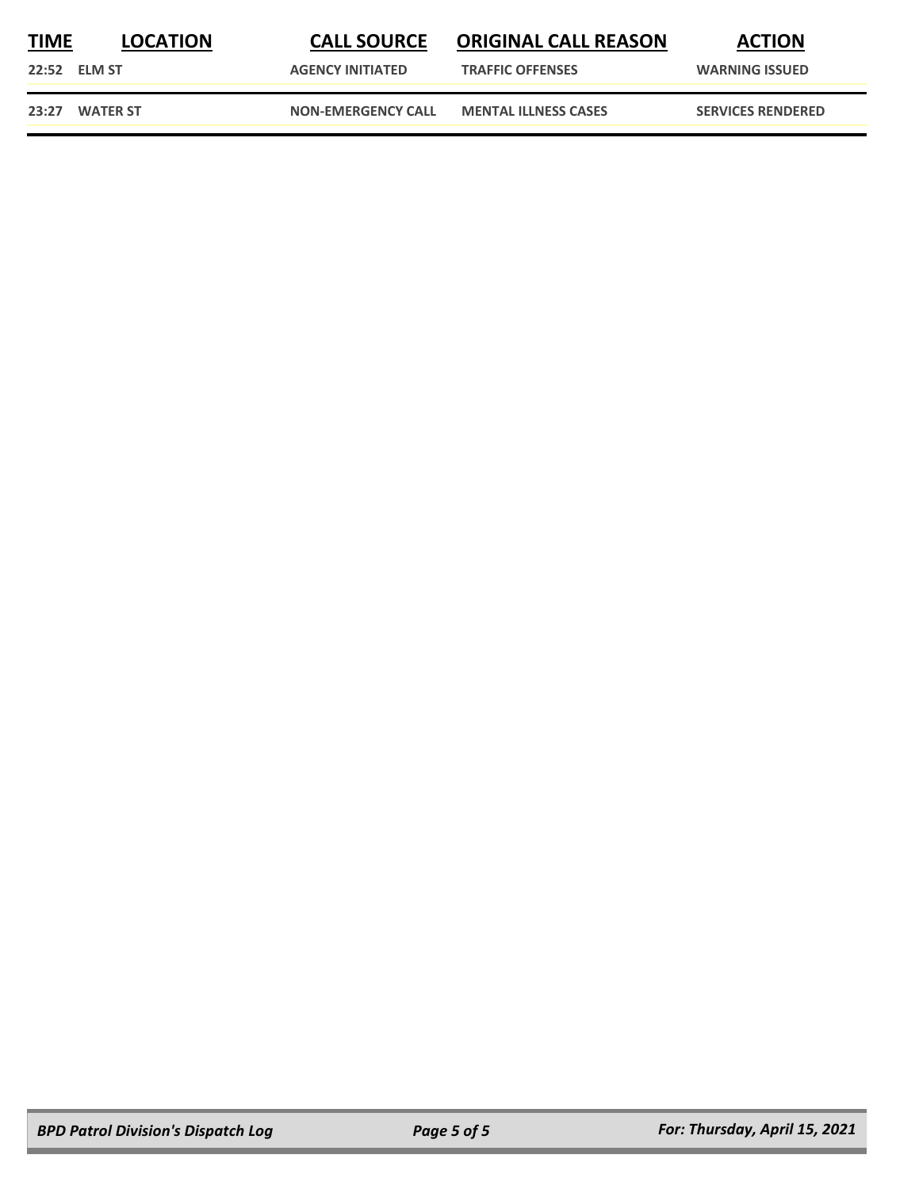| TIME | LOCATION | CALL SOURCE | ORIGINAL CALL REASON | ACTION |
|---|---|---|---|---|
| 22:52 | ELM ST | AGENCY INITIATED | TRAFFIC OFFENSES | WARNING ISSUED |
| 23:27 | WATER ST | NON-EMERGENCY CALL | MENTAL ILLNESS CASES | SERVICES RENDERED |